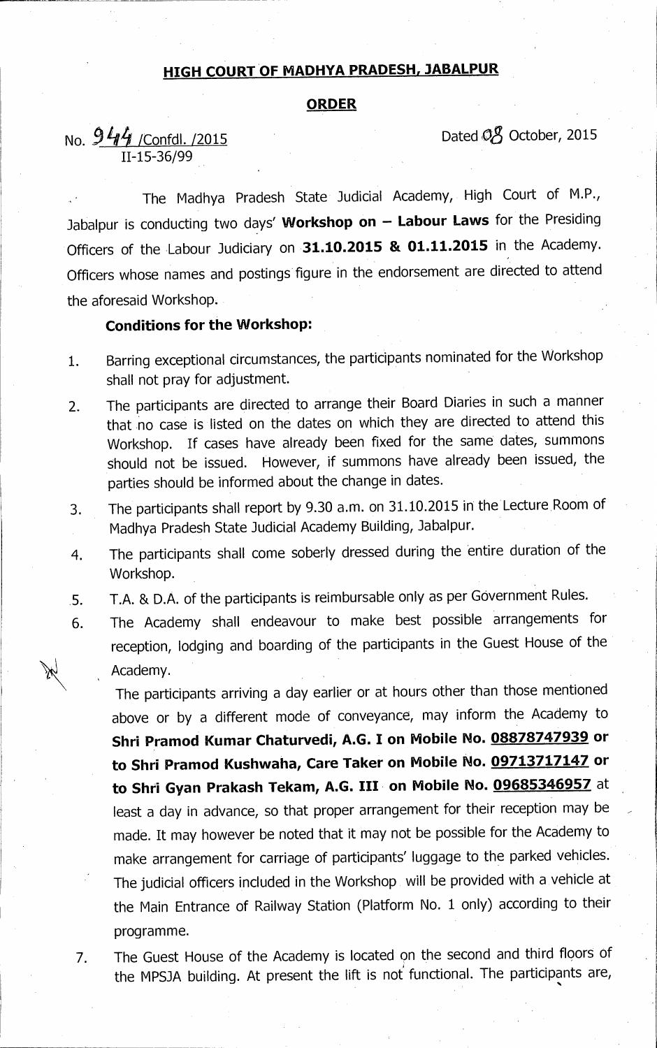## HIGH COURT OF MADHYA PRADESH, JABALPUR

### ORDER

No. 944 /Confdl. /2015
II-15-36/99

Dated 08 October, 2015

The Madhya Pradesh State Judicial Academy, High Court of M.P., Jabalpur is conducting two days' **Workshop on – Labour Laws** for the Presiding Officers of the Labour Judiciary on **31.10.2015 & 01.11.2015** in the Academy. Officers whose names and postings figure in the endorsement are directed to attend the aforesaid Workshop.

**Conditions for the Workshop:**

1. Barring exceptional circumstances, the participants nominated for the Workshop shall not pray for adjustment.
2. The participants are directed to arrange their Board Diaries in such a manner that no case is listed on the dates on which they are directed to attend this Workshop. If cases have already been fixed for the same dates, summons should not be issued. However, if summons have already been issued, the parties should be informed about the change in dates.
3. The participants shall report by 9.30 a.m. on 31.10.2015 in the Lecture Room of Madhya Pradesh State Judicial Academy Building, Jabalpur.
4. The participants shall come soberly dressed during the entire duration of the Workshop.
5. T.A. & D.A. of the participants is reimbursable only as per Government Rules.
6. The Academy shall endeavour to make best possible arrangements for reception, lodging and boarding of the participants in the Guest House of the Academy.

   The participants arriving a day earlier or at hours other than those mentioned above or by a different mode of conveyance, may inform the Academy to **Shri Pramod Kumar Chaturvedi, A.G. I on Mobile No. 08878747939 or to Shri Pramod Kushwaha, Care Taker on Mobile No. 09713717147 or to Shri Gyan Prakash Tekam, A.G. III on Mobile No. 09685346957** at least a day in advance, so that proper arrangement for their reception may be made. It may however be noted that it may not be possible for the Academy to make arrangement for carriage of participants' luggage to the parked vehicles. The judicial officers included in the Workshop will be provided with a vehicle at the Main Entrance of Railway Station (Platform No. 1 only) according to their programme.
7. The Guest House of the Academy is located on the second and third floors of the MPSJA building. At present the lift is not functional. The participants are,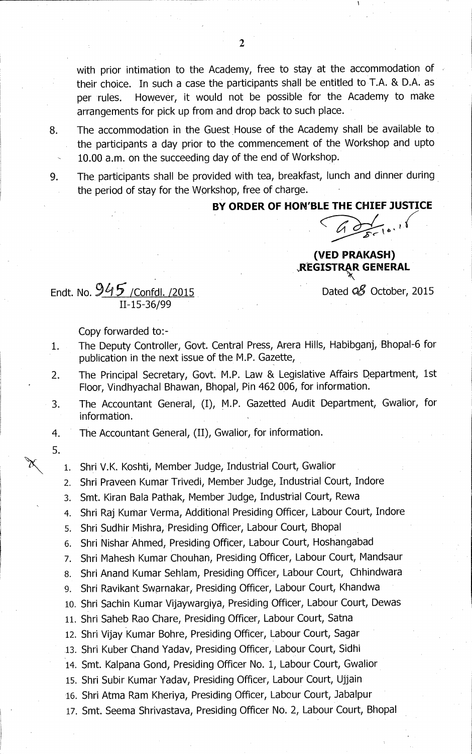with prior intimation to the Academy, free to stay at the accommodation of their choice. In such a case the participants shall be entitled to T.A. & D.A. as per rules. However, it would not be possible for the Academy to make arrangements for pick up from and drop back to such place.

8. The accommodation in the Guest House of the Academy shall be available to the participants a day prior to the commencement of the Workshop and upto 10.00 a.m. on the succeeding day of the end of Workshop.

9. The participants shall be provided with tea, breakfast, lunch and dinner during the period of stay for the Workshop, free of charge.

**BY ORDER OF HON'BLE THE CHIEF JUSTICE**

**(VED PRAKASH)**
**REGISTRAR GENERAL**

Endt. No. 945 /Confdl. /2015
II-15-36/99

Dated 08 October, 2015

Copy forwarded to:-

1. The Deputy Controller, Govt. Central Press, Arera Hills, Habibganj, Bhopal-6 for publication in the next issue of the M.P. Gazette,
2. The Principal Secretary, Govt. M.P. Law & Legislative Affairs Department, 1st Floor, Vindhyachal Bhawan, Bhopal, Pin 462 006, for information.
3. The Accountant General, (I), M.P. Gazetted Audit Department, Gwalior, for information.
4. The Accountant General, (II), Gwalior, for information.
5. 
   1. Shri V.K. Koshti, Member Judge, Industrial Court, Gwalior
   2. Shri Praveen Kumar Trivedi, Member Judge, Industrial Court, Indore
   3. Smt. Kiran Bala Pathak, Member Judge, Industrial Court, Rewa
   4. Shri Raj Kumar Verma, Additional Presiding Officer, Labour Court, Indore
   5. Shri Sudhir Mishra, Presiding Officer, Labour Court, Bhopal
   6. Shri Nishar Ahmed, Presiding Officer, Labour Court, Hoshangabad
   7. Shri Mahesh Kumar Chouhan, Presiding Officer, Labour Court, Mandsaur
   8. Shri Anand Kumar Sehlam, Presiding Officer, Labour Court, Chhindwara
   9. Shri Ravikant Swarnakar, Presiding Officer, Labour Court, Khandwa
   10. Shri Sachin Kumar Vijaywargiya, Presiding Officer, Labour Court, Dewas
   11. Shri Saheb Rao Chare, Presiding Officer, Labour Court, Satna
   12. Shri Vijay Kumar Bohre, Presiding Officer, Labour Court, Sagar
   13. Shri Kuber Chand Yadav, Presiding Officer, Labour Court, Sidhi
   14. Smt. Kalpana Gond, Presiding Officer No. 1, Labour Court, Gwalior
   15. Shri Subir Kumar Yadav, Presiding Officer, Labour Court, Ujjain
   16. Shri Atma Ram Kheriya, Presiding Officer, Labour Court, Jabalpur
   17. Smt. Seema Shrivastava, Presiding Officer No. 2, Labour Court, Bhopal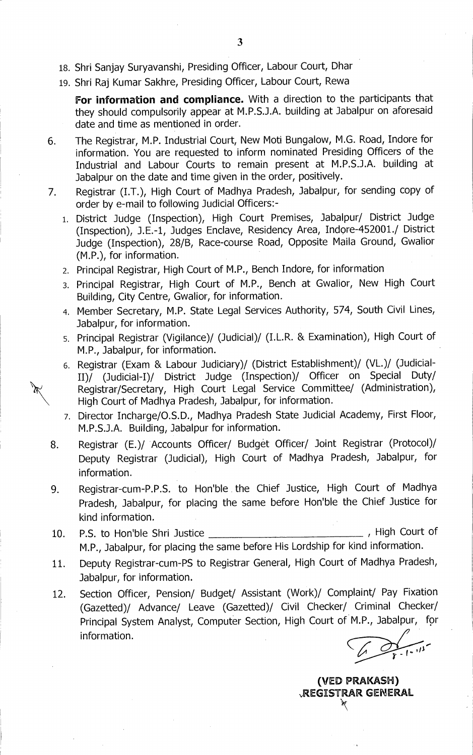18. Shri Sanjay Suryavanshi, Presiding Officer, Labour Court, Dhar
19. Shri Raj Kumar Sakhre, Presiding Officer, Labour Court, Rewa

**For information and compliance.** With a direction to the participants that they should compulsorily appear at M.P.S.J.A. building at Jabalpur on aforesaid date and time as mentioned in order.

6. The Registrar, M.P. Industrial Court, New Moti Bungalow, M.G. Road, Indore for information. You are requested to inform nominated Presiding Officers of the Industrial and Labour Courts to remain present at M.P.S.J.A. building at Jabalpur on the date and time given in the order, positively.

7. Registrar (I.T.), High Court of Madhya Pradesh, Jabalpur, for sending copy of order by e-mail to following Judicial Officers:-
   1. District Judge (Inspection), High Court Premises, Jabalpur/ District Judge (Inspection), J.E.-1, Judges Enclave, Residency Area, Indore-452001./ District Judge (Inspection), 28/B, Race-course Road, Opposite Maila Ground, Gwalior (M.P.), for information.
   2. Principal Registrar, High Court of M.P., Bench Indore, for information
   3. Principal Registrar, High Court of M.P., Bench at Gwalior, New High Court Building, City Centre, Gwalior, for information.
   4. Member Secretary, M.P. State Legal Services Authority, 574, South Civil Lines, Jabalpur, for information.
   5. Principal Registrar (Vigilance)/ (Judicial)/ (I.L.R. & Examination), High Court of M.P., Jabalpur, for information.
   6. Registrar (Exam & Labour Judiciary)/ (District Establishment)/ (VL.)/ (Judicial-II)/ (Judicial-I)/ District Judge (Inspection)/ Officer on Special Duty/ Registrar/Secretary, High Court Legal Service Committee/ (Administration), High Court of Madhya Pradesh, Jabalpur, for information.
   7. Director Incharge/O.S.D., Madhya Pradesh State Judicial Academy, First Floor, M.P.S.J.A. Building, Jabalpur for information.

8. Registrar (E.)/ Accounts Officer/ Budget Officer/ Joint Registrar (Protocol)/ Deputy Registrar (Judicial), High Court of Madhya Pradesh, Jabalpur, for information.

9. Registrar-cum-P.P.S. to Hon'ble the Chief Justice, High Court of Madhya Pradesh, Jabalpur, for placing the same before Hon'ble the Chief Justice for kind information.

10. P.S. to Hon'ble Shri Justice ______________________________ , High Court of M.P., Jabalpur, for placing the same before His Lordship for kind information.

11. Deputy Registrar-cum-PS to Registrar General, High Court of Madhya Pradesh, Jabalpur, for information.

12. Section Officer, Pension/ Budget/ Assistant (Work)/ Complaint/ Pay Fixation (Gazetted)/ Advance/ Leave (Gazetted)/ Civil Checker/ Criminal Checker/ Principal System Analyst, Computer Section, High Court of M.P., Jabalpur, for information.

**(VED PRAKASH)**
**REGISTRAR GENERAL**